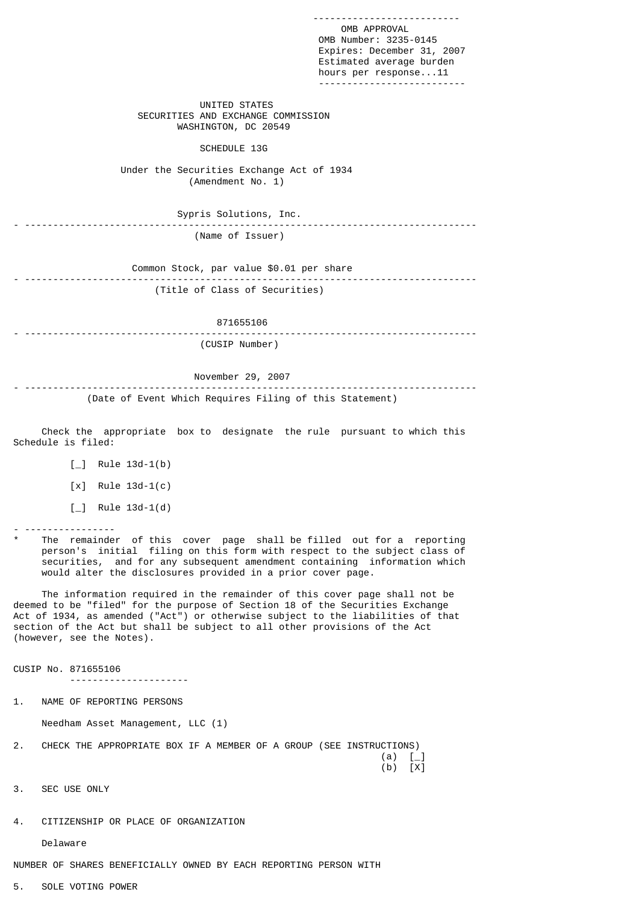OMB APPROVAL
OMB Number: 3235-0145
Expires: December 31, 2007
Estimated average burden
hours per response...11

UNITED STATES
SECURITIES AND EXCHANGE COMMISSION
WASHINGTON, DC 20549

SCHEDULE 13G

Under the Securities Exchange Act of 1934
(Amendment No. 1)

Sypris Solutions, Inc.

(Name of Issuer)

Common Stock, par value $0.01 per share

(Title of Class of Securities)

871655106

(CUSIP Number)

November 29, 2007

(Date of Event Which Requires Filing of this Statement)

Check the appropriate box to designate the rule pursuant to which this Schedule is filed:

[_] Rule 13d-1(b)

[x] Rule 13d-1(c)

[_] Rule 13d-1(d)

---

\* The remainder of this cover page shall be filled out for a reporting person's initial filing on this form with respect to the subject class of securities, and for any subsequent amendment containing information which would alter the disclosures provided in a prior cover page.

The information required in the remainder of this cover page shall not be deemed to be "filed" for the purpose of Section 18 of the Securities Exchange Act of 1934, as amended ("Act") or otherwise subject to the liabilities of that section of the Act but shall be subject to all other provisions of the Act (however, see the Notes).

CUSIP No. 871655106

1. NAME OF REPORTING PERSONS

   Needham Asset Management, LLC (1)

2. CHECK THE APPROPRIATE BOX IF A MEMBER OF A GROUP (SEE INSTRUCTIONS)
   (a) [_]
   (b) [X]

3. SEC USE ONLY

4. CITIZENSHIP OR PLACE OF ORGANIZATION

   Delaware

NUMBER OF SHARES BENEFICIALLY OWNED BY EACH REPORTING PERSON WITH

5. SOLE VOTING POWER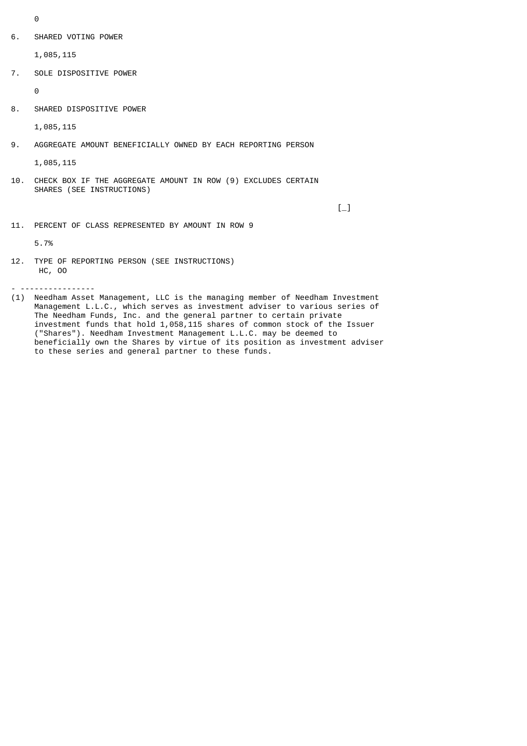0

6. SHARED VOTING POWER

   1,085,115

7. SOLE DISPOSITIVE POWER

   0

8. SHARED DISPOSITIVE POWER

   1,085,115

9. AGGREGATE AMOUNT BENEFICIALLY OWNED BY EACH REPORTING PERSON

   1,085,115

10. CHECK BOX IF THE AGGREGATE AMOUNT IN ROW (9) EXCLUDES CERTAIN SHARES (SEE INSTRUCTIONS)

    [_]

11. PERCENT OF CLASS REPRESENTED BY AMOUNT IN ROW 9

    5.7%

12. TYPE OF REPORTING PERSON (SEE INSTRUCTIONS)

    HC, OO

- ----------------

(1) Needham Asset Management, LLC is the managing member of Needham Investment Management L.L.C., which serves as investment adviser to various series of The Needham Funds, Inc. and the general partner to certain private investment funds that hold 1,058,115 shares of common stock of the Issuer ("Shares"). Needham Investment Management L.L.C. may be deemed to beneficially own the Shares by virtue of its position as investment adviser to these series and general partner to these funds.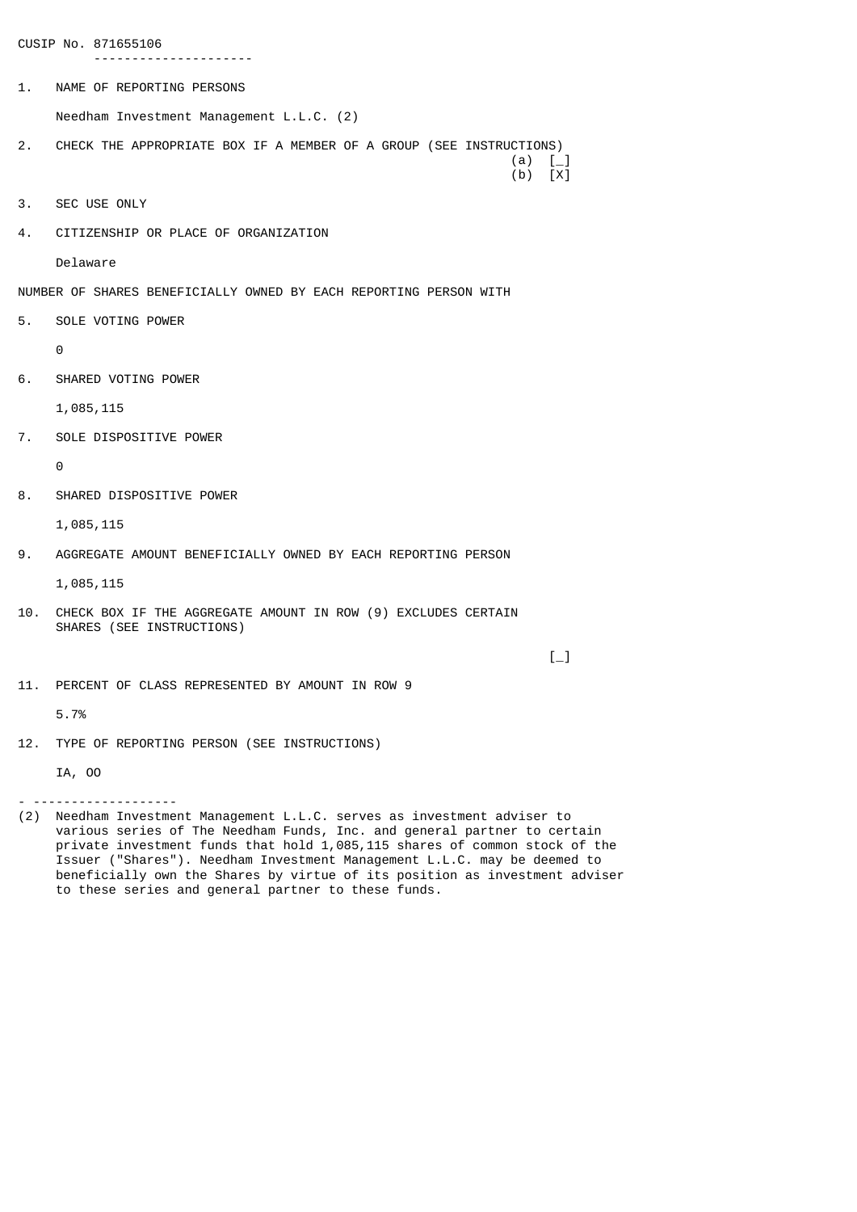CUSIP No. 871655106

1. NAME OF REPORTING PERSONS

   Needham Investment Management L.L.C. (2)

2. CHECK THE APPROPRIATE BOX IF A MEMBER OF A GROUP (SEE INSTRUCTIONS)
   (a) [_]
   (b) [X]

3. SEC USE ONLY

4. CITIZENSHIP OR PLACE OF ORGANIZATION

   Delaware

NUMBER OF SHARES BENEFICIALLY OWNED BY EACH REPORTING PERSON WITH

5. SOLE VOTING POWER

   0

6. SHARED VOTING POWER

   1,085,115

7. SOLE DISPOSITIVE POWER

   0

8. SHARED DISPOSITIVE POWER

   1,085,115

9. AGGREGATE AMOUNT BENEFICIALLY OWNED BY EACH REPORTING PERSON

   1,085,115

10. CHECK BOX IF THE AGGREGATE AMOUNT IN ROW (9) EXCLUDES CERTAIN SHARES (SEE INSTRUCTIONS)

    [_]

11. PERCENT OF CLASS REPRESENTED BY AMOUNT IN ROW 9

    5.7%

12. TYPE OF REPORTING PERSON (SEE INSTRUCTIONS)

    IA, OO

---

(2) Needham Investment Management L.L.C. serves as investment adviser to various series of The Needham Funds, Inc. and general partner to certain private investment funds that hold 1,085,115 shares of common stock of the Issuer ("Shares"). Needham Investment Management L.L.C. may be deemed to beneficially own the Shares by virtue of its position as investment adviser to these series and general partner to these funds.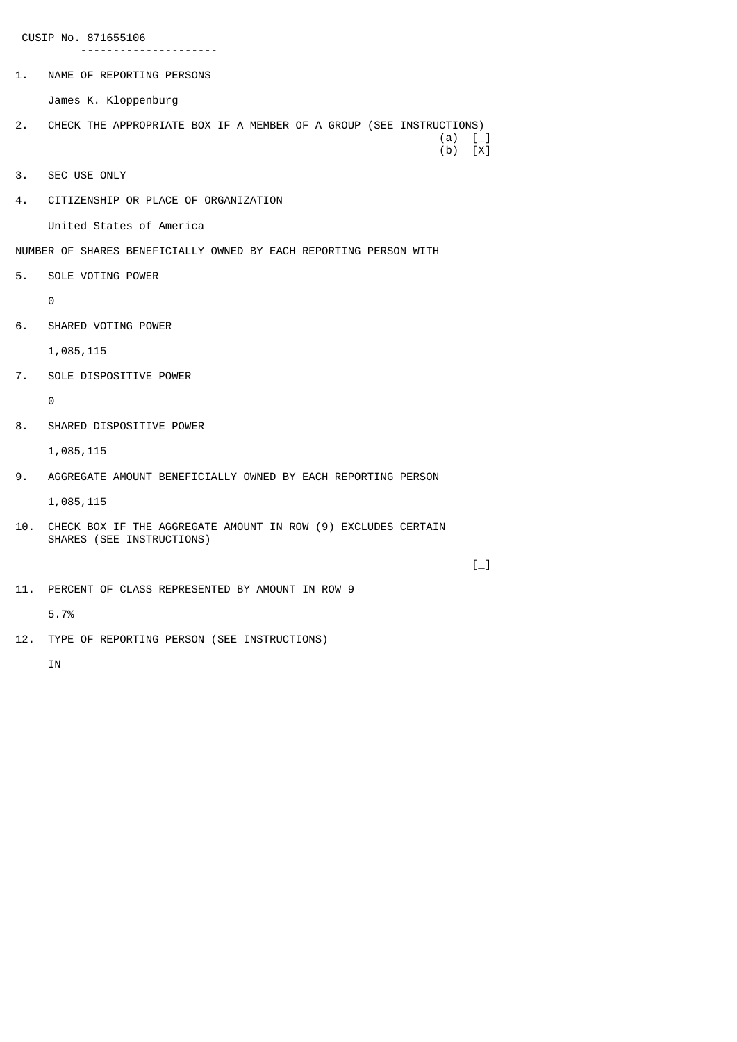CUSIP No. 871655106

1. NAME OF REPORTING PERSONS

   James K. Kloppenburg

2. CHECK THE APPROPRIATE BOX IF A MEMBER OF A GROUP (SEE INSTRUCTIONS)

   (a) [_]
   (b) [X]

3. SEC USE ONLY

4. CITIZENSHIP OR PLACE OF ORGANIZATION

   United States of America

NUMBER OF SHARES BENEFICIALLY OWNED BY EACH REPORTING PERSON WITH

5. SOLE VOTING POWER

   0

6. SHARED VOTING POWER

   1,085,115

7. SOLE DISPOSITIVE POWER

   0

8. SHARED DISPOSITIVE POWER

   1,085,115

9. AGGREGATE AMOUNT BENEFICIALLY OWNED BY EACH REPORTING PERSON

   1,085,115

10. CHECK BOX IF THE AGGREGATE AMOUNT IN ROW (9) EXCLUDES CERTAIN SHARES (SEE INSTRUCTIONS)

    [_]

11. PERCENT OF CLASS REPRESENTED BY AMOUNT IN ROW 9

    5.7%

12. TYPE OF REPORTING PERSON (SEE INSTRUCTIONS)

    IN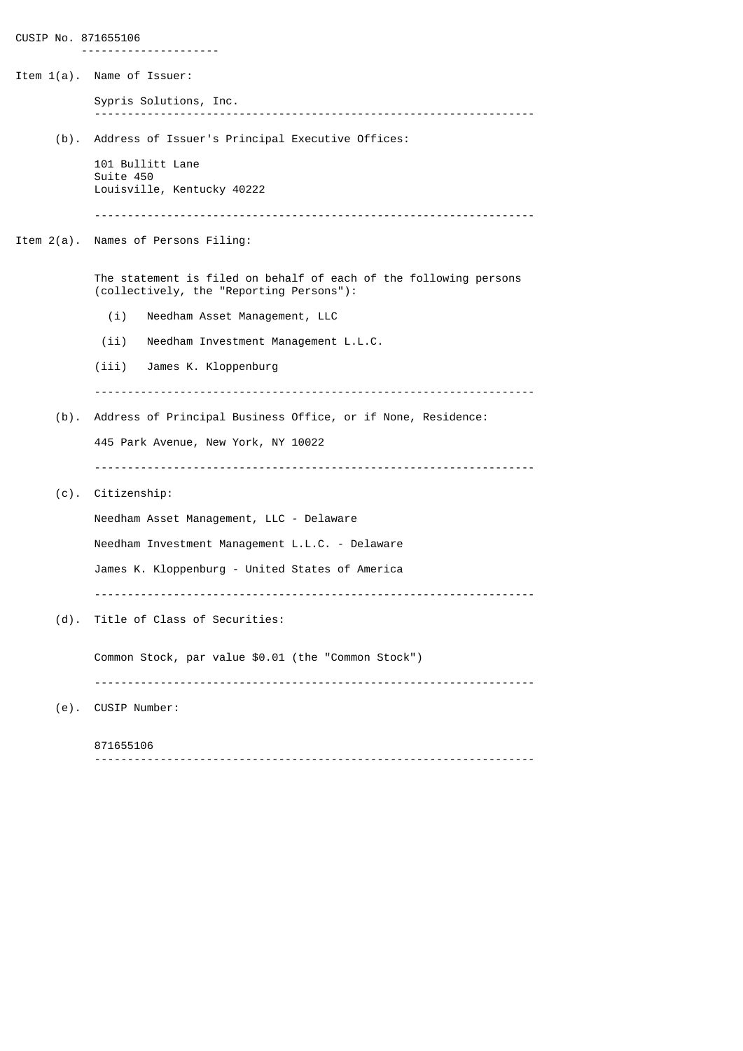CUSIP No. 871655106

Item 1(a). Name of Issuer:

Sypris Solutions, Inc.

(b). Address of Issuer's Principal Executive Offices:

101 Bullitt Lane
Suite 450
Louisville, Kentucky 40222

Item 2(a). Names of Persons Filing:

The statement is filed on behalf of each of the following persons (collectively, the "Reporting Persons"):

(i) Needham Asset Management, LLC

(ii) Needham Investment Management L.L.C.

(iii) James K. Kloppenburg

(b). Address of Principal Business Office, or if None, Residence:

445 Park Avenue, New York, NY 10022

(c). Citizenship:

Needham Asset Management, LLC - Delaware

Needham Investment Management L.L.C. - Delaware

James K. Kloppenburg - United States of America

(d). Title of Class of Securities:

Common Stock, par value $0.01 (the "Common Stock")

(e). CUSIP Number:

871655106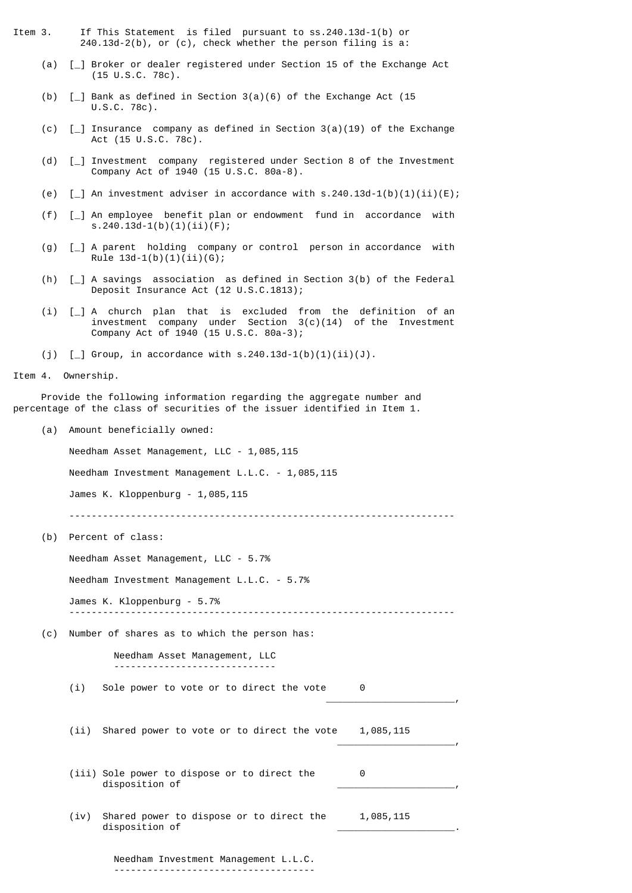Item 3. If This Statement is filed pursuant to ss.240.13d-1(b) or 240.13d-2(b), or (c), check whether the person filing is a:

(a) [_] Broker or dealer registered under Section 15 of the Exchange Act (15 U.S.C. 78c).

(b) [_] Bank as defined in Section 3(a)(6) of the Exchange Act (15 U.S.C. 78c).

(c) [_] Insurance company as defined in Section 3(a)(19) of the Exchange Act (15 U.S.C. 78c).

(d) [_] Investment company registered under Section 8 of the Investment Company Act of 1940 (15 U.S.C. 80a-8).

(e) [_] An investment adviser in accordance with s.240.13d-1(b)(1)(ii)(E);

(f) [_] An employee benefit plan or endowment fund in accordance with s.240.13d-1(b)(1)(ii)(F);

(g) [_] A parent holding company or control person in accordance with Rule 13d-1(b)(1)(ii)(G);

(h) [_] A savings association as defined in Section 3(b) of the Federal Deposit Insurance Act (12 U.S.C.1813);

(i) [_] A church plan that is excluded from the definition of an investment company under Section 3(c)(14) of the Investment Company Act of 1940 (15 U.S.C. 80a-3);

(j) [_] Group, in accordance with s.240.13d-1(b)(1)(ii)(J).

Item 4. Ownership.

Provide the following information regarding the aggregate number and percentage of the class of securities of the issuer identified in Item 1.

(a) Amount beneficially owned:

Needham Asset Management, LLC - 1,085,115

Needham Investment Management L.L.C. - 1,085,115

James K. Kloppenburg - 1,085,115

---

(b) Percent of class:

Needham Asset Management, LLC - 5.7%

Needham Investment Management L.L.C. - 5.7%

James K. Kloppenburg - 5.7%

---

(c) Number of shares as to which the person has:

Needham Asset Management, LLC

(i) Sole power to vote or to direct the vote 0,

(ii) Shared power to vote or to direct the vote 1,085,115,

(iii) Sole power to dispose or to direct the disposition of 0,

(iv) Shared power to dispose or to direct the disposition of 1,085,115.

Needham Investment Management L.L.C.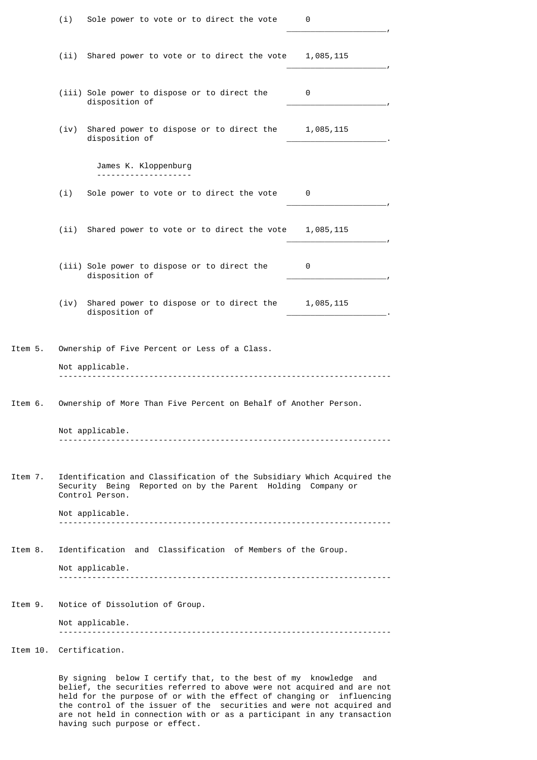(i) Sole power to vote or to direct the vote 0,

(ii) Shared power to vote or to direct the vote 1,085,115,

(iii) Sole power to dispose or to direct the disposition of 0,

(iv) Shared power to dispose or to direct the disposition of 1,085,115.

James K. Kloppenburg

(i) Sole power to vote or to direct the vote 0,

(ii) Shared power to vote or to direct the vote 1,085,115,

(iii) Sole power to dispose or to direct the disposition of 0,

(iv) Shared power to dispose or to direct the disposition of 1,085,115.

Item 5. Ownership of Five Percent or Less of a Class.

Not applicable.

---

Item 6. Ownership of More Than Five Percent on Behalf of Another Person.

Not applicable.

---

Item 7. Identification and Classification of the Subsidiary Which Acquired the Security Being Reported on by the Parent Holding Company or Control Person.

Not applicable.

---

Item 8. Identification and Classification of Members of the Group.

Not applicable.

---

Item 9. Notice of Dissolution of Group.

Not applicable.

---

Item 10. Certification.

By signing below I certify that, to the best of my knowledge and belief, the securities referred to above were not acquired and are not held for the purpose of or with the effect of changing or influencing the control of the issuer of the securities and were not acquired and are not held in connection with or as a participant in any transaction having such purpose or effect.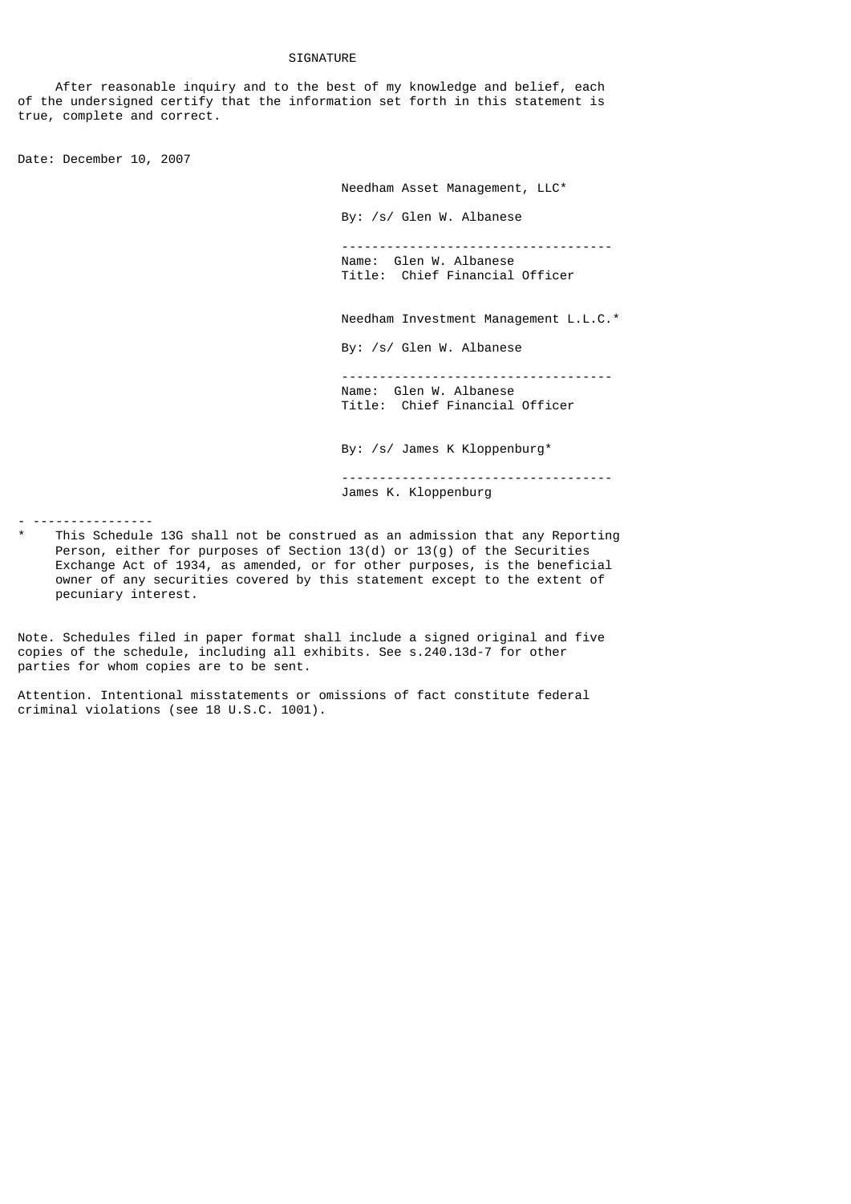# SIGNATURE

After reasonable inquiry and to the best of my knowledge and belief, each of the undersigned certify that the information set forth in this statement is true, complete and correct.

Date: December 10, 2007

Needham Asset Management, LLC*

By: /s/ Glen W. Albanese

-----------------------------------
Name: Glen W. Albanese
Title: Chief Financial Officer

Needham Investment Management L.L.C.*

By: /s/ Glen W. Albanese

-----------------------------------
Name: Glen W. Albanese
Title: Chief Financial Officer

By: /s/ James K Kloppenburg*

-----------------------------------
James K. Kloppenburg

- ----------------

\* This Schedule 13G shall not be construed as an admission that any Reporting Person, either for purposes of Section 13(d) or 13(g) of the Securities Exchange Act of 1934, as amended, or for other purposes, is the beneficial owner of any securities covered by this statement except to the extent of pecuniary interest.

Note. Schedules filed in paper format shall include a signed original and five copies of the schedule, including all exhibits. See s.240.13d-7 for other parties for whom copies are to be sent.

Attention. Intentional misstatements or omissions of fact constitute federal criminal violations (see 18 U.S.C. 1001).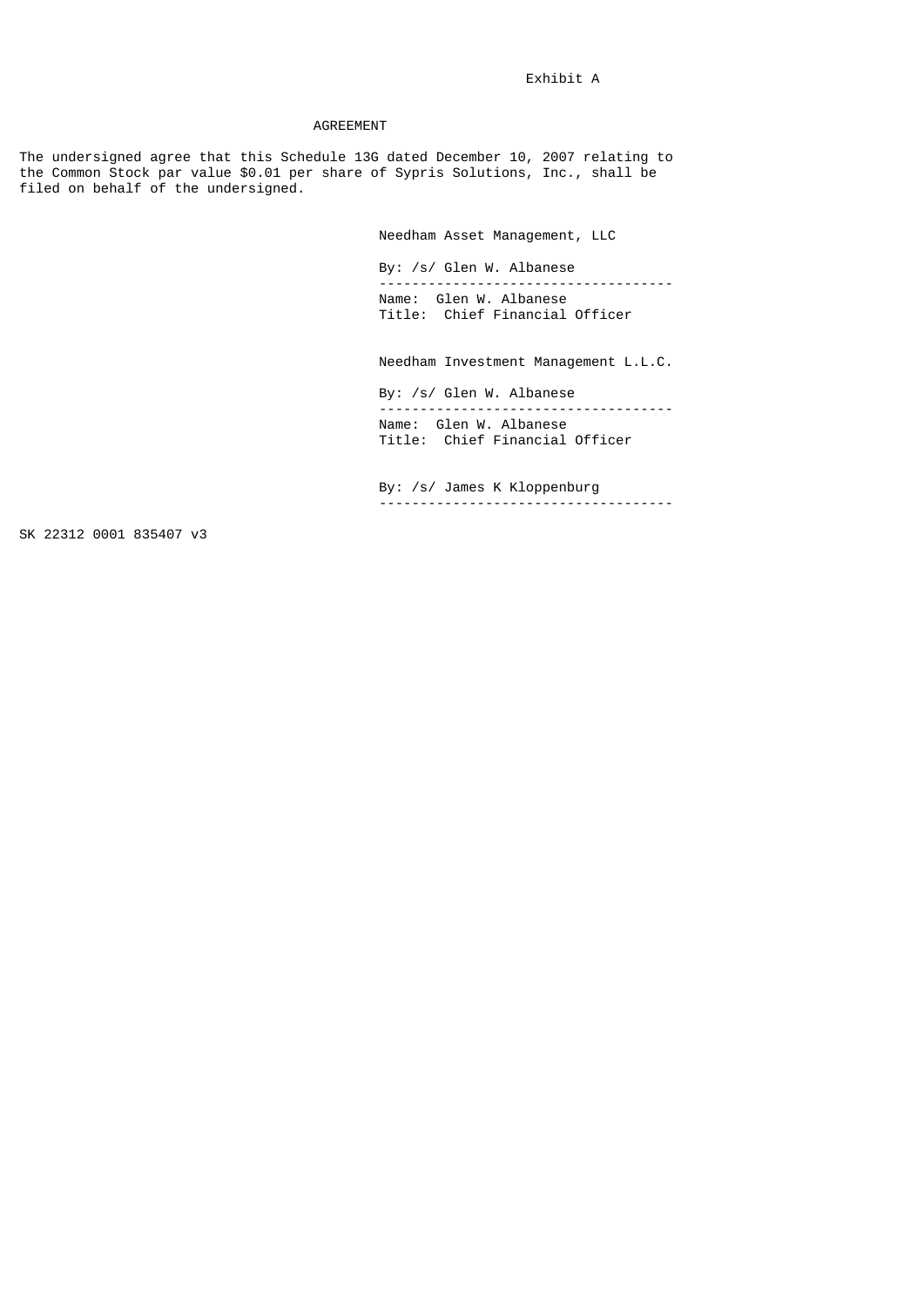Exhibit A

AGREEMENT

The undersigned agree that this Schedule 13G dated December 10, 2007 relating to the Common Stock par value $0.01 per share of Sypris Solutions, Inc., shall be filed on behalf of the undersigned.

Needham Asset Management, LLC

By: /s/ Glen W. Albanese
-----------------------------------
Name: Glen W. Albanese
Title: Chief Financial Officer

Needham Investment Management L.L.C.

By: /s/ Glen W. Albanese
-----------------------------------
Name: Glen W. Albanese
Title: Chief Financial Officer

By: /s/ James K Kloppenburg
-----------------------------------

SK 22312 0001 835407 v3